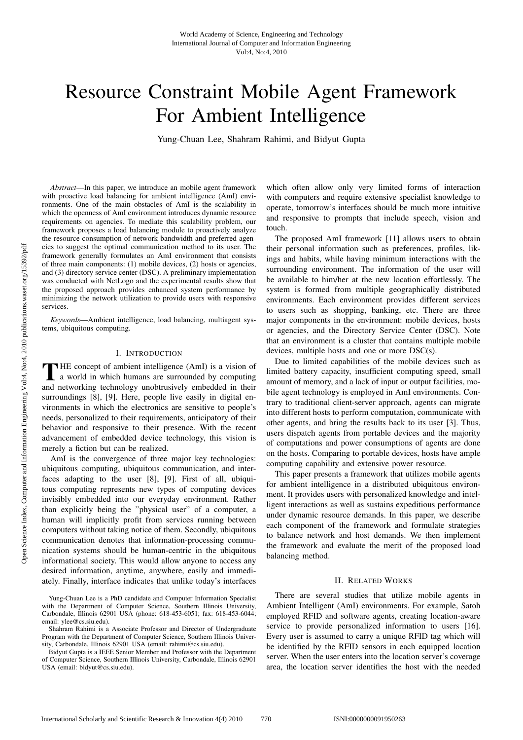# Resource Constraint Mobile Agent Framework For Ambient Intelligence

Yung-Chuan Lee, Shahram Rahimi, and Bidyut Gupta

*Abstract*—In this paper, we introduce an mobile agent framework with proactive load balancing for ambient intelligence (AmI) environments. One of the main obstacles of AmI is the scalability in which the openness of AmI environment introduces dynamic resource requirements on agencies. To mediate this scalability problem, our framework proposes a load balancing module to proactively analyze the resource consumption of network bandwidth and preferred agencies to suggest the optimal communication method to its user. The framework generally formulates an AmI environment that consists of three main components: (1) mobile devices, (2) hosts or agencies, and (3) directory service center (DSC). A preliminary implementation was conducted with NetLogo and the experimental results show that the proposed approach provides enhanced system performance by minimizing the network utilization to provide users with responsive services.

*Keywords*—Ambient intelligence, load balancing, multiagent systems, ubiquitous computing.

## I. Introduction

THE concept of ambient intelligence (AmI) is a vision of a world in which humans are surrounded by computing and networking technology unobtrusively embedded in their surroundings [8], [9]. Here, people live easily in digital environments in which the electronics are sensitive to people's needs, personalized to their requirements, anticipatory of their behavior and responsive to their presence. With the recent advancement of embedded device technology, this vision is merely a fiction but can be realized.

AmI is the convergence of three major key technologies: ubiquitous computing, ubiquitous communication, and interfaces adapting to the user [8], [9]. First of all, ubiquitous computing represents new types of computing devices invisibly embedded into our everyday environment. Rather than explicitly being the "physical user" of a computer, a human will implicitly profit from services running between computers without taking notice of them. Secondly, ubiquitous communication denotes that information-processing communication systems should be human-centric in the ubiquitous informational society. This would allow anyone to access any desired information, anytime, anywhere, easily and immediately. Finally, interface indicates that unlike today's interfaces which often allow only very limited forms of interaction with computers and require extensive specialist knowledge to operate, tomorrow's interfaces should be much more intuitive and responsive to prompts that include speech, vision and touch.

The proposed AmI framework [11] allows users to obtain their personal information such as preferences, profiles, likings and habits, while having minimum interactions with the surrounding environment. The information of the user will be available to him/her at the new location effortlessly. The system is formed from multiple geographically distributed environments. Each environment provides different services to users such as shopping, banking, etc. There are three major components in the environment: mobile devices, hosts or agencies, and the Directory Service Center (DSC). Note that an environment is a cluster that contains multiple mobile devices, multiple hosts and one or more DSC(s).

Due to limited capabilities of the mobile devices such as limited battery capacity, insufficient computing speed, small amount of memory, and a lack of input or output facilities, mobile agent technology is employed in AmI environments. Contrary to traditional client-server approach, agents can migrate into different hosts to perform computation, communicate with other agents, and bring the results back to its user [3]. Thus, users dispatch agents from portable devices and the majority of computations and power consumptions of agents are done on the hosts. Comparing to portable devices, hosts have ample computing capability and extensive power resource.

This paper presents a framework that utilizes mobile agents for ambient intelligence in a distributed ubiquitous environment. It provides users with personalized knowledge and intelligent interactions as well as sustains expeditious performance under dynamic resource demands. In this paper, we describe each component of the framework and formulate strategies to balance network and host demands. We then implement the framework and evaluate the merit of the proposed load balancing method.

## II. Related Works

There are several studies that utilize mobile agents in Ambient Intelligent (AmI) environments. For example, Satoh employed RFID and software agents, creating location-aware service to provide personalized information to users [16]. Every user is assumed to carry a unique RFID tag which will be identified by the RFID sensors in each equipped location server. When the user enters into the location server's coverage area, the location server identifies the host with the needed

Yung-Chuan Lee is a PhD candidate and Computer Information Specialist with the Department of Computer Science, Southern Illinois University, Carbondale, Illinois 62901 USA (phone: 618-453-6051; fax: 618-453-6044; email: ylee@cs.siu.edu).

Shahram Rahimi is a Associate Professor and Director of Undergraduate Program with the Department of Computer Science, Southern Illinois University, Carbondale, Illinois 62901 USA (email: rahimi@cs.siu.edu).

Bidyut Gupta is a IEEE Senior Member and Professor with the Department of Computer Science, Southern Illinois University, Carbondale, Illinois 62901 USA (email: bidyut@cs.siu.edu).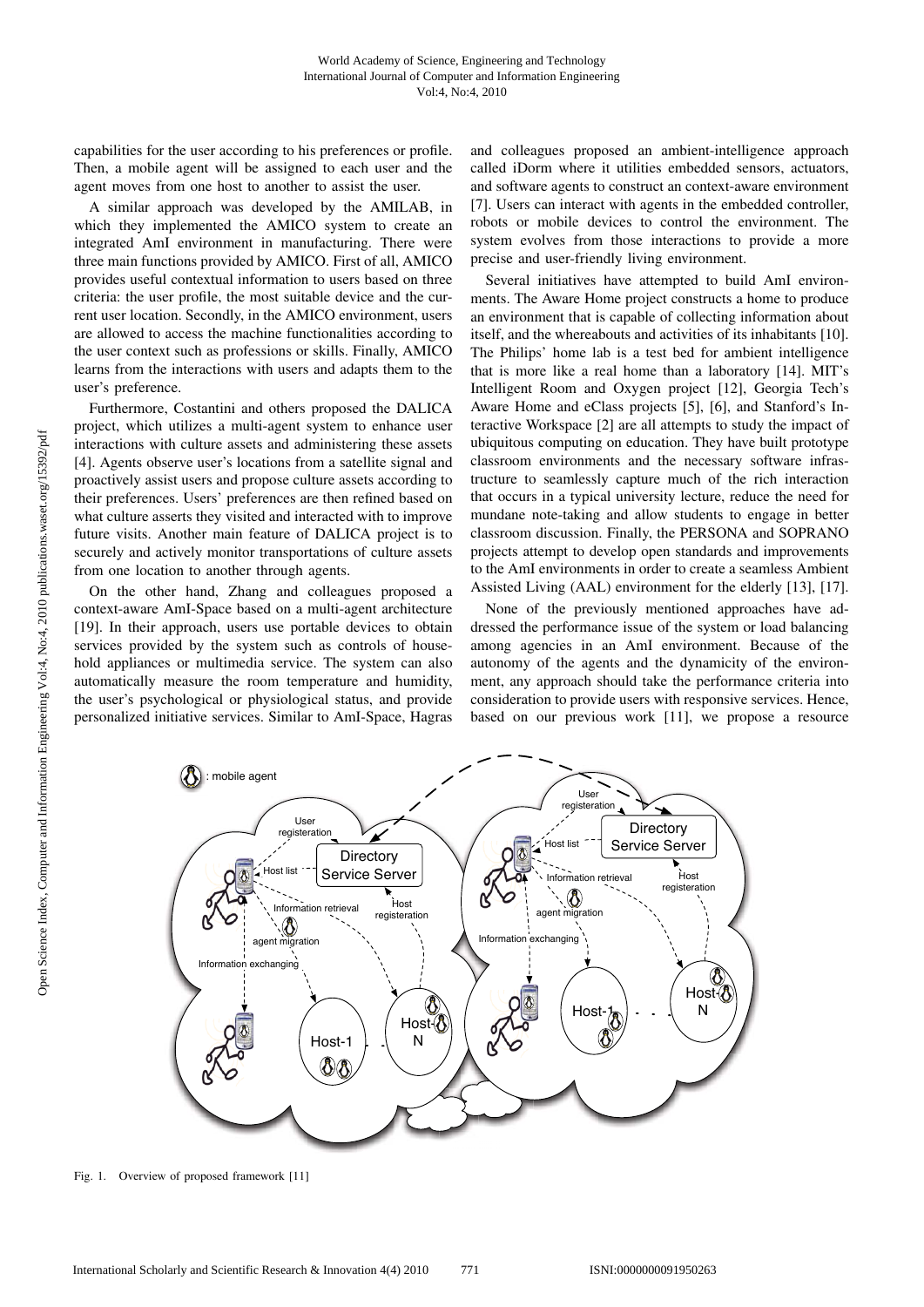capabilities for the user according to his preferences or profile. Then, a mobile agent will be assigned to each user and the agent moves from one host to another to assist the user.

A similar approach was developed by the AMILAB, in which they implemented the AMICO system to create an integrated AmI environment in manufacturing. There were three main functions provided by AMICO. First of all, AMICO provides useful contextual information to users based on three criteria: the user profile, the most suitable device and the current user location. Secondly, in the AMICO environment, users are allowed to access the machine functionalities according to the user context such as professions or skills. Finally, AMICO learns from the interactions with users and adapts them to the user's preference.

Furthermore, Costantini and others proposed the DALICA project, which utilizes a multi-agent system to enhance user interactions with culture assets and administering these assets [4]. Agents observe user's locations from a satellite signal and proactively assist users and propose culture assets according to their preferences. Users' preferences are then refined based on what culture asserts they visited and interacted with to improve future visits. Another main feature of DALICA project is to securely and actively monitor transportations of culture assets from one location to another through agents.

On the other hand, Zhang and colleagues proposed a context-aware AmI-Space based on a multi-agent architecture [19]. In their approach, users use portable devices to obtain services provided by the system such as controls of household appliances or multimedia service. The system can also automatically measure the room temperature and humidity, the user's psychological or physiological status, and provide personalized initiative services. Similar to AmI-Space, Hagras and colleagues proposed an ambient-intelligence approach called iDorm where it utilities embedded sensors, actuators, and software agents to construct an context-aware environment [7]. Users can interact with agents in the embedded controller, robots or mobile devices to control the environment. The system evolves from those interactions to provide a more precise and user-friendly living environment.

Several initiatives have attempted to build AmI environments. The Aware Home project constructs a home to produce an environment that is capable of collecting information about itself, and the whereabouts and activities of its inhabitants [10]. The Philips' home lab is a test bed for ambient intelligence that is more like a real home than a laboratory [14]. MIT's Intelligent Room and Oxygen project [12], Georgia Tech's Aware Home and eClass projects [5], [6], and Stanford's Interactive Workspace [2] are all attempts to study the impact of ubiquitous computing on education. They have built prototype classroom environments and the necessary software infrastructure to seamlessly capture much of the rich interaction that occurs in a typical university lecture, reduce the need for mundane note-taking and allow students to engage in better classroom discussion. Finally, the PERSONA and SOPRANO projects attempt to develop open standards and improvements to the AmI environments in order to create a seamless Ambient Assisted Living (AAL) environment for the elderly [13], [17].

None of the previously mentioned approaches have addressed the performance issue of the system or load balancing among agencies in an AmI environment. Because of the autonomy of the agents and the dynamicity of the environment, any approach should take the performance criteria into consideration to provide users with responsive services. Hence, based on our previous work [11], we propose a resource

Fig. 1. Overview of proposed framework [11]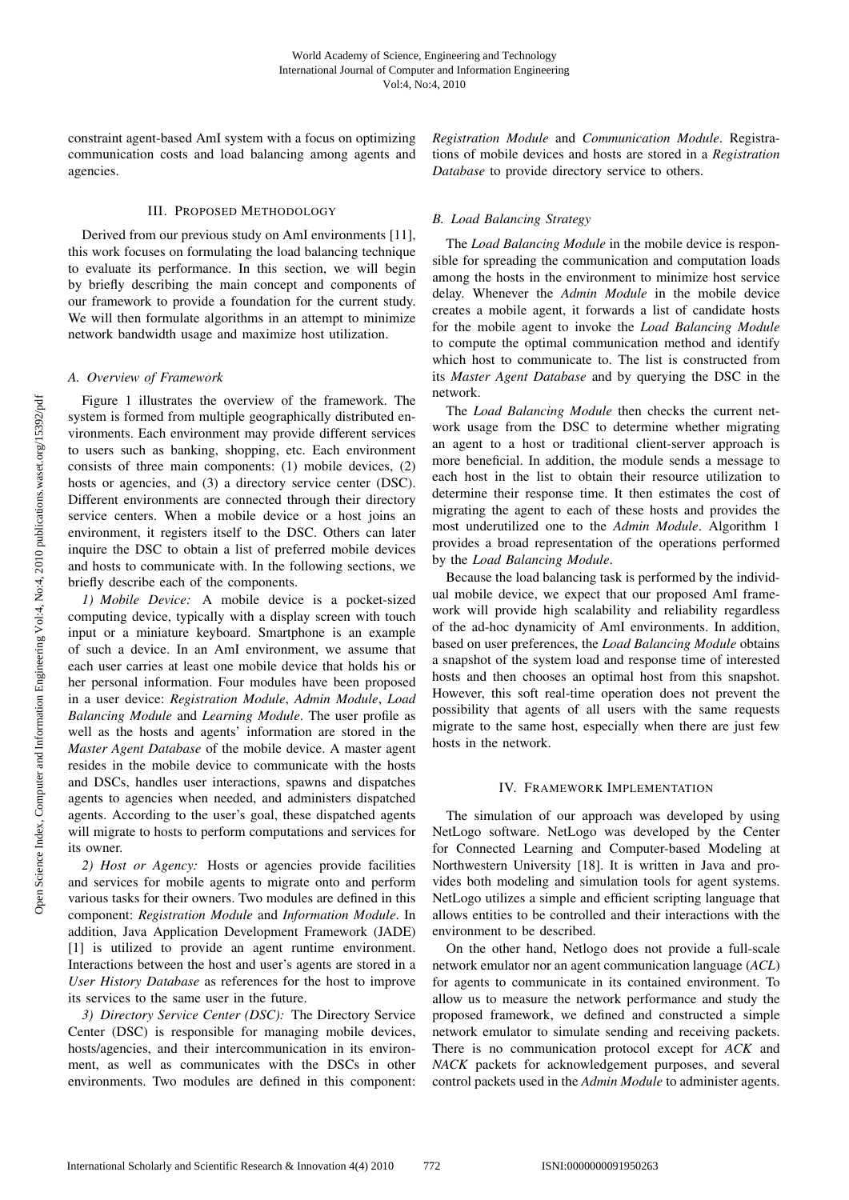constraint agent-based AmI system with a focus on optimizing communication costs and load balancing among agents and agencies.

## III. Proposed Methodology

Derived from our previous study on AmI environments [11], this work focuses on formulating the load balancing technique to evaluate its performance. In this section, we will begin by briefly describing the main concept and components of our framework to provide a foundation for the current study. We will then formulate algorithms in an attempt to minimize network bandwidth usage and maximize host utilization.

### A. Overview of Framework

Figure 1 illustrates the overview of the framework. The system is formed from multiple geographically distributed environments. Each environment may provide different services to users such as banking, shopping, etc. Each environment consists of three main components: (1) mobile devices, (2) hosts or agencies, and (3) a directory service center (DSC). Different environments are connected through their directory service centers. When a mobile device or a host joins an environment, it registers itself to the DSC. Others can later inquire the DSC to obtain a list of preferred mobile devices and hosts to communicate with. In the following sections, we briefly describe each of the components.

*1) Mobile Device:* A mobile device is a pocket-sized computing device, typically with a display screen with touch input or a miniature keyboard. Smartphone is an example of such a device. In an AmI environment, we assume that each user carries at least one mobile device that holds his or her personal information. Four modules have been proposed in a user device: *Registration Module*, *Admin Module*, *Load Balancing Module* and *Learning Module*. The user profile as well as the hosts and agents' information are stored in the *Master Agent Database* of the mobile device. A master agent resides in the mobile device to communicate with the hosts and DSCs, handles user interactions, spawns and dispatches agents to agencies when needed, and administers dispatched agents. According to the user's goal, these dispatched agents will migrate to hosts to perform computations and services for its owner.

*2) Host or Agency:* Hosts or agencies provide facilities and services for mobile agents to migrate onto and perform various tasks for their owners. Two modules are defined in this component: *Registration Module* and *Information Module*. In addition, Java Application Development Framework (JADE) [1] is utilized to provide an agent runtime environment. Interactions between the host and user's agents are stored in a *User History Database* as references for the host to improve its services to the same user in the future.

*3) Directory Service Center (DSC):* The Directory Service Center (DSC) is responsible for managing mobile devices, hosts/agencies, and their intercommunication in its environment, as well as communicates with the DSCs in other environments. Two modules are defined in this component: *Registration Module* and *Communication Module*. Registrations of mobile devices and hosts are stored in a *Registration Database* to provide directory service to others.

### B. Load Balancing Strategy

The *Load Balancing Module* in the mobile device is responsible for spreading the communication and computation loads among the hosts in the environment to minimize host service delay. Whenever the *Admin Module* in the mobile device creates a mobile agent, it forwards a list of candidate hosts for the mobile agent to invoke the *Load Balancing Module* to compute the optimal communication method and identify which host to communicate to. The list is constructed from its *Master Agent Database* and by querying the DSC in the network.

The *Load Balancing Module* then checks the current network usage from the DSC to determine whether migrating an agent to a host or traditional client-server approach is more beneficial. In addition, the module sends a message to each host in the list to obtain their resource utilization to determine their response time. It then estimates the cost of migrating the agent to each of these hosts and provides the most underutilized one to the *Admin Module*. Algorithm 1 provides a broad representation of the operations performed by the *Load Balancing Module*.

Because the load balancing task is performed by the individual mobile device, we expect that our proposed AmI framework will provide high scalability and reliability regardless of the ad-hoc dynamicity of AmI environments. In addition, based on user preferences, the *Load Balancing Module* obtains a snapshot of the system load and response time of interested hosts and then chooses an optimal host from this snapshot. However, this soft real-time operation does not prevent the possibility that agents of all users with the same requests migrate to the same host, especially when there are just few hosts in the network.

## IV. Framework Implementation

The simulation of our approach was developed by using NetLogo software. NetLogo was developed by the Center for Connected Learning and Computer-based Modeling at Northwestern University [18]. It is written in Java and provides both modeling and simulation tools for agent systems. NetLogo utilizes a simple and efficient scripting language that allows entities to be controlled and their interactions with the environment to be described.

On the other hand, Netlogo does not provide a full-scale network emulator nor an agent communication language (*ACL*) for agents to communicate in its contained environment. To allow us to measure the network performance and study the proposed framework, we defined and constructed a simple network emulator to simulate sending and receiving packets. There is no communication protocol except for *ACK* and *NACK* packets for acknowledgement purposes, and several control packets used in the *Admin Module* to administer agents.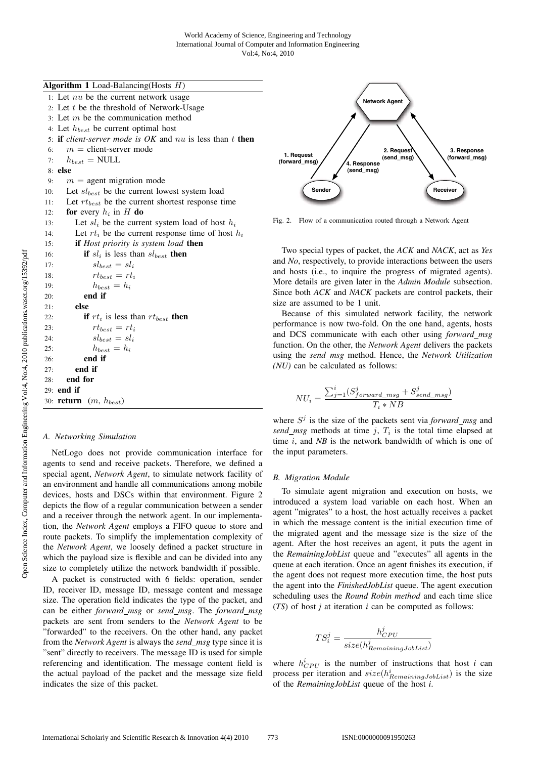**Algorithm 1** Load-Balancing(Hosts $H$)

```
1: Let nu be the current network usage
2: Let t be the threshold of Network-Usage
3: Let m be the communication method
4: Let h_best be current optimal host
5: if client-server mode is OK and nu is less than t then
6:     m = client-server mode
7:     h_best = NULL
8: else
9:     m = agent migration mode
10:    Let sl_best be the current lowest system load
11:    Let rt_best be the current shortest response time
12:    for every h_i in H do
13:        Let sl_i be the current system load of host h_i
14:        Let rt_i be the current response time of host h_i
15:        if Host priority is system load then
16:            if sl_i is less than sl_best then
17:                sl_best = sl_i
18:                rt_best = rt_i
19:                h_best = h_i
20:            end if
21:        else
22:            if rt_i is less than rt_best then
23:                rt_best = rt_i
24:                sl_best = sl_i
25:                h_best = h_i
26:            end if
27:        end if
28:    end for
29: end if
30: return (m, h_best)
```

### A. Networking Simulation

NetLogo does not provide communication interface for agents to send and receive packets. Therefore, we defined a special agent, *Network Agent*, to simulate network facility of an environment and handle all communications among mobile devices, hosts and DSCs within that environment. Figure 2 depicts the flow of a regular communication between a sender and a receiver through the network agent. In our implementation, the *Network Agent* employs a FIFO queue to store and route packets. To simplify the implementation complexity of the *Network Agent*, we loosely defined a packet structure in which the payload size is flexible and can be divided into any size to completely utilize the network bandwidth if possible.

A packet is constructed with 6 fields: operation, sender ID, receiver ID, message ID, message content and message size. The operation field indicates the type of the packet, and can be either *forward_msg* or *send_msg*. The *forward_msg* packets are sent from senders to the *Network Agent* to be "forwarded" to the receivers. On the other hand, any packet from the *Network Agent* is always the *send_msg* type since it is "sent" directly to receivers. The message ID is used for simple referencing and identification. The message content field is the actual payload of the packet and the message size field indicates the size of this packet.

Fig. 2. Flow of a communication routed through a Network Agent

Two special types of packet, the *ACK* and *NACK*, act as *Yes* and *No*, respectively, to provide interactions between the users and hosts (i.e., to inquire the progress of migrated agents). More details are given later in the *Admin Module* subsection. Since both *ACK* and *NACK* packets are control packets, their size are assumed to be 1 unit.

Because of this simulated network facility, the network performance is now two-fold. On the one hand, agents, hosts and DCS communicate with each other using *forward_msg* function. On the other, the *Network Agent* delivers the packets using the *send_msg* method. Hence, the *Network Utilization (NU)* can be calculated as follows:

$$NU_i = \frac{\sum_{j=1}^{i}(S^j_{forward\_msg} + S^j_{send\_msg})}{T_i * NB}$$

where $S^j$ is the size of the packets sent via *forward_msg* and *send_msg* methods at time $j$, $T_i$ is the total time elapsed at time $i$, and *NB* is the network bandwidth of which is one of the input parameters.

### B. Migration Module

To simulate agent migration and execution on hosts, we introduced a system load variable on each host. When an agent "migrates" to a host, the host actually receives a packet in which the message content is the initial execution time of the migrated agent and the message size is the size of the agent. After the host receives an agent, it puts the agent in the *RemainingJobList* queue and "executes" all agents in the queue at each iteration. Once an agent finishes its execution, if the agent does not request more execution time, the host puts the agent into the *FinishedJobList* queue. The agent execution scheduling uses the *Round Robin method* and each time slice (*TS*) of host *j* at iteration *i* can be computed as follows:

$$TS^j_i = \frac{h^j_{CPU}}{size(h^j_{RemainingJobList})}$$

where $h^i_{CPU}$ is the number of instructions that host *i* can process per iteration and $size(h^i_{RemainingJobList})$ is the size of the *RemainingJobList* queue of the host *i*.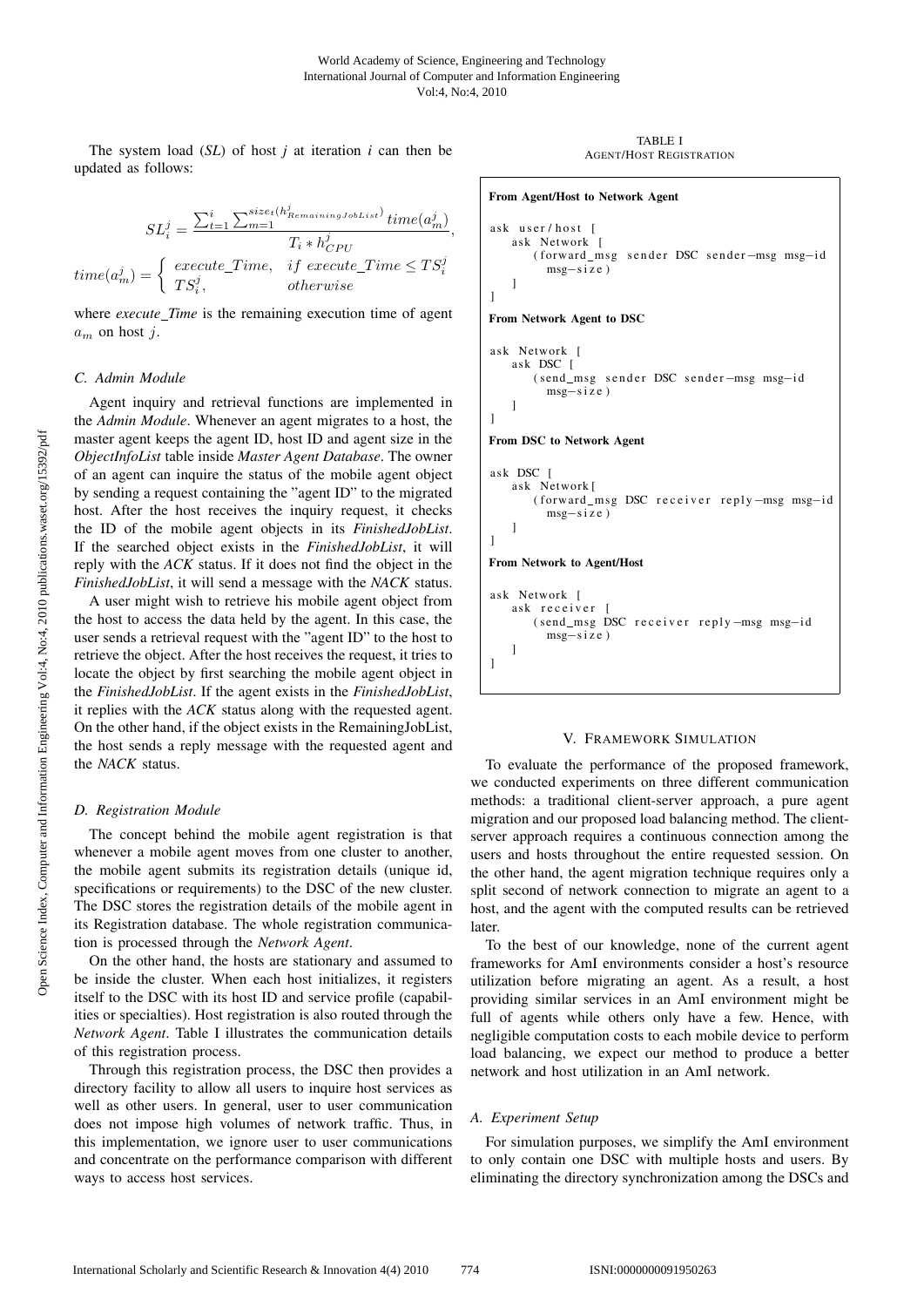The system load (*SL*) of host $j$ at iteration $i$ can then be updated as follows:

$$SL_i^j = \frac{\sum_{t=1}^{i} \sum_{m=1}^{size_t(h^j_{RemainingJobList})} time(a_m^j)}{T_i * h^j_{CPU}},$$

$$time(a_m^j) = \begin{cases} execute\_Time, & if\ execute\_Time \le TS_i^j \\ TS_i^j, & otherwise \end{cases}$$

where *execute_Time* is the remaining execution time of agent $a_m$ on host $j$.

### C. Admin Module

Agent inquiry and retrieval functions are implemented in the *Admin Module*. Whenever an agent migrates to a host, the master agent keeps the agent ID, host ID and agent size in the *ObjectInfoList* table inside *Master Agent Database*. The owner of an agent can inquire the status of the mobile agent object by sending a request containing the "agent ID" to the migrated host. After the host receives the inquiry request, it checks the ID of the mobile agent objects in its *FinishedJobList*. If the searched object exists in the *FinishedJobList*, it will reply with the *ACK* status. If it does not find the object in the *FinishedJobList*, it will send a message with the *NACK* status.

A user might wish to retrieve his mobile agent object from the host to access the data held by the agent. In this case, the user sends a retrieval request with the "agent ID" to the host to retrieve the object. After the host receives the request, it tries to locate the object by first searching the mobile agent object in the *FinishedJobList*. If the agent exists in the *FinishedJobList*, it replies with the *ACK* status along with the requested agent. On the other hand, if the object exists in the RemainingJobList, the host sends a reply message with the requested agent and the *NACK* status.

### D. Registration Module

The concept behind the mobile agent registration is that whenever a mobile agent moves from one cluster to another, the mobile agent submits its registration details (unique id, specifications or requirements) to the DSC of the new cluster. The DSC stores the registration details of the mobile agent in its Registration database. The whole registration communication is processed through the *Network Agent*.

On the other hand, the hosts are stationary and assumed to be inside the cluster. When each host initializes, it registers itself to the DSC with its host ID and service profile (capabilities or specialties). Host registration is also routed through the *Network Agent*. Table I illustrates the communication details of this registration process.

Through this registration process, the DSC then provides a directory facility to allow all users to inquire host services as well as other users. In general, user to user communication does not impose high volumes of network traffic. Thus, in this implementation, we ignore user to user communications and concentrate on the performance comparison with different ways to access host services.

TABLE I
AGENT/HOST REGISTRATION

**From Agent/Host to Network Agent**

```
ask user/host [
    ask Network [
        (forward_msg sender DSC sender-msg msg-id
          msg-size)
    ]
]
```

**From Network Agent to DSC**

```
ask Network [
    ask DSC [
        (send_msg sender DSC sender-msg msg-id
          msg-size)
    ]
]
```

**From DSC to Network Agent**

```
ask DSC [
    ask Network[
        (forward_msg DSC receiver reply-msg msg-id
          msg-size)
    ]
]
```

**From Network to Agent/Host**

```
ask Network [
    ask receiver [
        (send_msg DSC receiver reply-msg msg-id
          msg-size)
    ]
]
```

## V. FRAMEWORK SIMULATION

To evaluate the performance of the proposed framework, we conducted experiments on three different communication methods: a traditional client-server approach, a pure agent migration and our proposed load balancing method. The client-server approach requires a continuous connection among the users and hosts throughout the entire requested session. On the other hand, the agent migration technique requires only a split second of network connection to migrate an agent to a host, and the agent with the computed results can be retrieved later.

To the best of our knowledge, none of the current agent frameworks for AmI environments consider a host's resource utilization before migrating an agent. As a result, a host providing similar services in an AmI environment might be full of agents while others only have a few. Hence, with negligible computation costs to each mobile device to perform load balancing, we expect our method to produce a better network and host utilization in an AmI network.

### A. Experiment Setup

For simulation purposes, we simplify the AmI environment to only contain one DSC with multiple hosts and users. By eliminating the directory synchronization among the DSCs and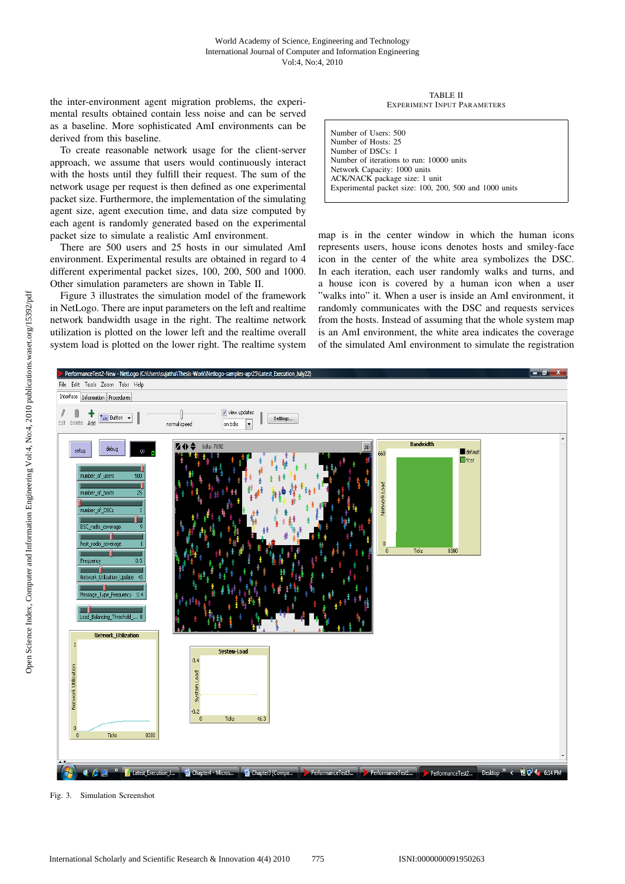the inter-environment agent migration problems, the experimental results obtained contain less noise and can be served as a baseline. More sophisticated AmI environments can be derived from this baseline.

To create reasonable network usage for the client-server approach, we assume that users would continuously interact with the hosts until they fulfill their request. The sum of the network usage per request is then defined as one experimental packet size. Furthermore, the implementation of the simulating agent size, agent execution time, and data size computed by each agent is randomly generated based on the experimental packet size to simulate a realistic AmI environment.

There are 500 users and 25 hosts in our simulated AmI environment. Experimental results are obtained in regard to 4 different experimental packet sizes, 100, 200, 500 and 1000. Other simulation parameters are shown in Table II.

Figure 3 illustrates the simulation model of the framework in NetLogo. There are input parameters on the left and realtime network bandwidth usage in the right. The realtime network utilization is plotted on the lower left and the realtime overall system load is plotted on the lower right. The realtime system map is in the center window in which the human icons represents users, house icons denotes hosts and smiley-face icon in the center of the white area symbolizes the DSC. In each iteration, each user randomly walks and turns, and a house icon is covered by a human icon when a user "walks into" it. When a user is inside an AmI environment, it randomly communicates with the DSC and requests services from the hosts. Instead of assuming that the whole system map is an AmI environment, the white area indicates the coverage of the simulated AmI environment to simulate the registration

TABLE II
EXPERIMENT INPUT PARAMETERS

| |
|---|
| Number of Users: 500 |
| Number of Hosts: 25 |
| Number of DSCs: 1 |
| Number of iterations to run: 10000 units |
| Network Capacity: 1000 units |
| ACK/NACK package size: 1 unit |
| Experimental packet size: 100, 200, 500 and 1000 units |

Fig. 3. Simulation Screenshot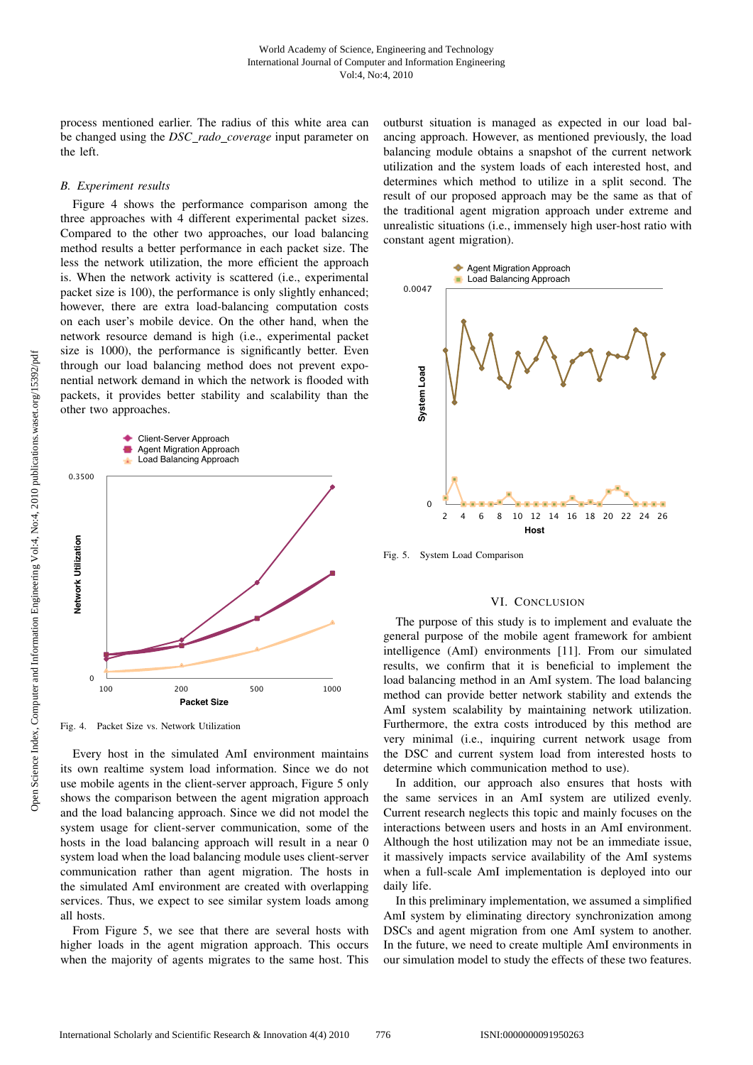process mentioned earlier. The radius of this white area can be changed using the *DSC_rado_coverage* input parameter on the left.

### B. Experiment results

Figure 4 shows the performance comparison among the three approaches with 4 different experimental packet sizes. Compared to the other two approaches, our load balancing method results a better performance in each packet size. The less the network utilization, the more efficient the approach is. When the network activity is scattered (i.e., experimental packet size is 100), the performance is only slightly enhanced; however, there are extra load-balancing computation costs on each user's mobile device. On the other hand, when the network resource demand is high (i.e., experimental packet size is 1000), the performance is significantly better. Even through our load balancing method does not prevent exponential network demand in which the network is flooded with packets, it provides better stability and scalability than the other two approaches.

Fig. 4. Packet Size vs. Network Utilization

Every host in the simulated AmI environment maintains its own realtime system load information. Since we do not use mobile agents in the client-server approach, Figure 5 only shows the comparison between the agent migration approach and the load balancing approach. Since we did not model the system usage for client-server communication, some of the hosts in the load balancing approach will result in a near 0 system load when the load balancing module uses client-server communication rather than agent migration. The hosts in the simulated AmI environment are created with overlapping services. Thus, we expect to see similar system loads among all hosts.

From Figure 5, we see that there are several hosts with higher loads in the agent migration approach. This occurs when the majority of agents migrates to the same host. This outburst situation is managed as expected in our load balancing approach. However, as mentioned previously, the load balancing module obtains a snapshot of the current network utilization and the system loads of each interested host, and determines which method to utilize in a split second. The result of our proposed approach may be the same as that of the traditional agent migration approach under extreme and unrealistic situations (i.e., immensely high user-host ratio with constant agent migration).

Fig. 5. System Load Comparison

## VI. Conclusion

The purpose of this study is to implement and evaluate the general purpose of the mobile agent framework for ambient intelligence (AmI) environments [11]. From our simulated results, we confirm that it is beneficial to implement the load balancing method in an AmI system. The load balancing method can provide better network stability and extends the AmI system scalability by maintaining network utilization. Furthermore, the extra costs introduced by this method are very minimal (i.e., inquiring current network usage from the DSC and current system load from interested hosts to determine which communication method to use).

In addition, our approach also ensures that hosts with the same services in an AmI system are utilized evenly. Current research neglects this topic and mainly focuses on the interactions between users and hosts in an AmI environment. Although the host utilization may not be an immediate issue, it massively impacts service availability of the AmI systems when a full-scale AmI implementation is deployed into our daily life.

In this preliminary implementation, we assumed a simplified AmI system by eliminating directory synchronization among DSCs and agent migration from one AmI system to another. In the future, we need to create multiple AmI environments in our simulation model to study the effects of these two features.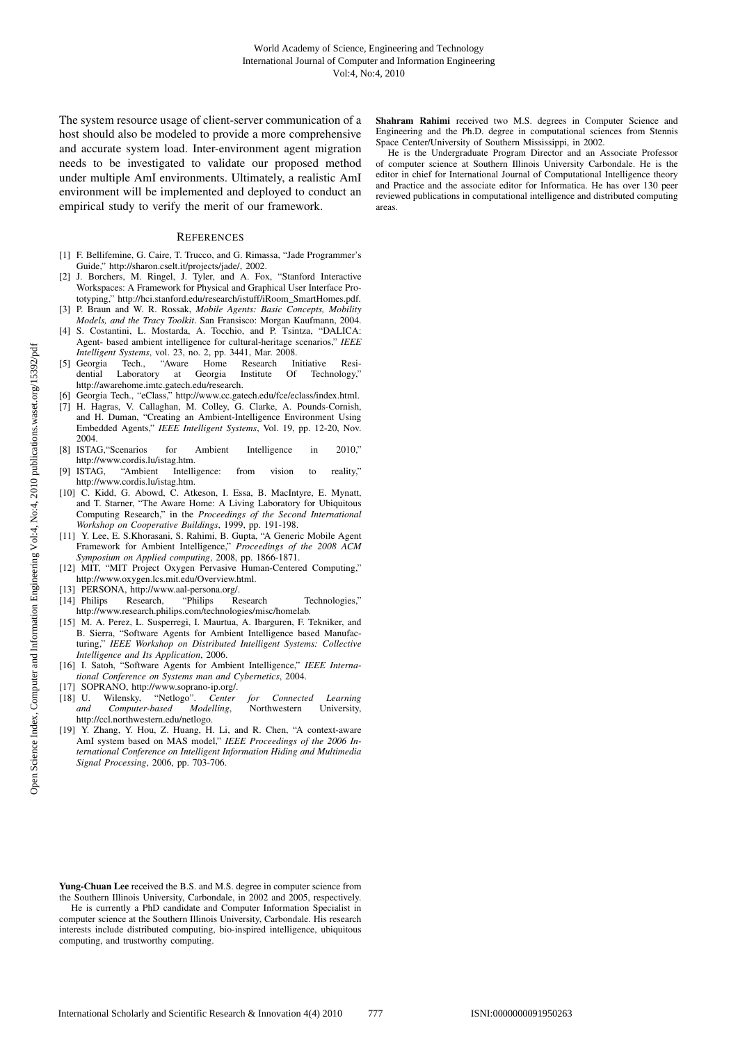The system resource usage of client-server communication of a host should also be modeled to provide a more comprehensive and accurate system load. Inter-environment agent migration needs to be investigated to validate our proposed method under multiple AmI environments. Ultimately, a realistic AmI environment will be implemented and deployed to conduct an empirical study to verify the merit of our framework.

## REFERENCES

[1] F. Bellifemine, G. Caire, T. Trucco, and G. Rimassa, "Jade Programmer's Guide," http://sharon.cselt.it/projects/jade/, 2002.

[2] J. Borchers, M. Ringel, J. Tyler, and A. Fox, "Stanford Interactive Workspaces: A Framework for Physical and Graphical User Interface Prototyping," http://hci.stanford.edu/research/istuff/iRoom_SmartHomes.pdf.

[3] P. Braun and W. R. Rossak, *Mobile Agents: Basic Concepts, Mobility Models, and the Tracy Toolkit*. San Fransisco: Morgan Kaufmann, 2004.

[4] S. Costantini, L. Mostarda, A. Tocchio, and P. Tsintza, "DALICA: Agent- based ambient intelligence for cultural-heritage scenarios," *IEEE Intelligent Systems*, vol. 23, no. 2, pp. 3441, Mar. 2008.

[5] Georgia Tech., "Aware Home Research Initiative Residential Laboratory at Georgia Institute Of Technology," http://awarehome.imtc.gatech.edu/research.

[6] Georgia Tech., "eClass," http://www.cc.gatech.edu/fce/eclass/index.html.

[7] H. Hagras, V. Callaghan, M. Colley, G. Clarke, A. Pounds-Cornish, and H. Duman, "Creating an Ambient-Intelligence Environment Using Embedded Agents," *IEEE Intelligent Systems*, Vol. 19, pp. 12-20, Nov. 2004.

[8] ISTAG,"Scenarios for Ambient Intelligence in 2010," http://www.cordis.lu/istag.htm.

[9] ISTAG, "Ambient Intelligence: from vision to reality," http://www.cordis.lu/istag.htm.

[10] C. Kidd, G. Abowd, C. Atkeson, I. Essa, B. MacIntyre, E. Mynatt, and T. Starner, "The Aware Home: A Living Laboratory for Ubiquitous Computing Research," in the *Proceedings of the Second International Workshop on Cooperative Buildings*, 1999, pp. 191-198.

[11] Y. Lee, E. S.Khorasani, S. Rahimi, B. Gupta, "A Generic Mobile Agent Framework for Ambient Intelligence," *Proceedings of the 2008 ACM Symposium on Applied computing*, 2008, pp. 1866-1871.

[12] MIT, "MIT Project Oxygen Pervasive Human-Centered Computing," http://www.oxygen.lcs.mit.edu/Overview.html.

[13] PERSONA, http://www.aal-persona.org/.

[14] Philips Research, "Philips Research Technologies," http://www.research.philips.com/technologies/misc/homelab.

[15] M. A. Perez, L. Susperregi, I. Maurtua, A. Ibarguren, F. Tekniker, and B. Sierra, "Software Agents for Ambient Intelligence based Manufacturing," *IEEE Workshop on Distributed Intelligent Systems: Collective Intelligence and Its Application*, 2006.

[16] I. Satoh, "Software Agents for Ambient Intelligence," *IEEE International Conference on Systems man and Cybernetics*, 2004.

[17] SOPRANO, http://www.soprano-ip.org/.

[18] U. Wilensky, "Netlogo". *Center for Connected Learning and Computer-based Modelling*, Northwestern University, http://ccl.northwestern.edu/netlogo.

[19] Y. Zhang, Y. Hou, Z. Huang, H. Li, and R. Chen, "A context-aware AmI system based on MAS model," *IEEE Proceedings of the 2006 International Conference on Intelligent Information Hiding and Multimedia Signal Processing*, 2006, pp. 703-706.

**Yung-Chuan Lee** received the B.S. and M.S. degree in computer science from the Southern Illinois University, Carbondale, in 2002 and 2005, respectively.

He is currently a PhD candidate and Computer Information Specialist in computer science at the Southern Illinois University, Carbondale. His research interests include distributed computing, bio-inspired intelligence, ubiquitous computing, and trustworthy computing.

**Shahram Rahimi** received two M.S. degrees in Computer Science and Engineering and the Ph.D. degree in computational sciences from Stennis Space Center/University of Southern Mississippi, in 2002.

He is the Undergraduate Program Director and an Associate Professor of computer science at Southern Illinois University Carbondale. He is the editor in chief for International Journal of Computational Intelligence theory and Practice and the associate editor for Informatica. He has over 130 peer reviewed publications in computational intelligence and distributed computing areas.